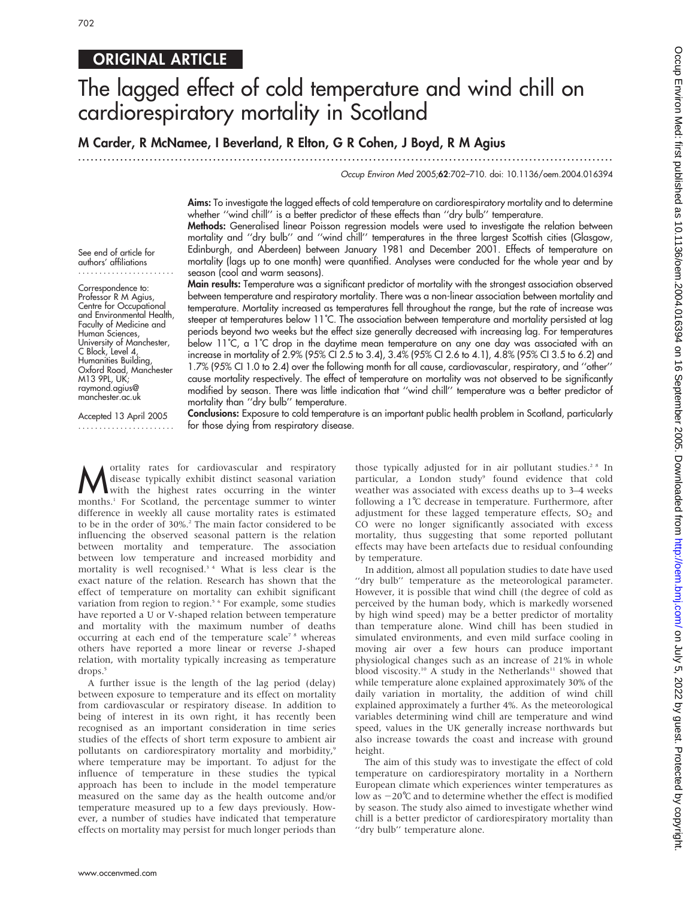## ORIGINAL ARTICLE

# The lagged effect of cold temperature and wind chill on cardiorespiratory mortality in Scotland

**M Carder, R McNamee, I Beverland, R Elton, G R Cohen, J Boyd, R M Agius**

*Occup Environ Med* 2005;**62**:702–710. doi: 10.1136/oem.2004.016394

See end of article for authors' affiliations

Correspondence to: Professor R M Agius, Centre for Occupational and Environmental Health, Faculty of Medicine and Human Sciences, University of Manchester, C Block, Level 4, Humanities Building, Oxford Road, Manchester M13 9PL, UK; raymond.agius@manchester.ac.uk

Accepted 13 April 2005

**Aims:** To investigate the lagged effects of cold temperature on cardiorespiratory mortality and to determine whether ''wind chill'' is a better predictor of these effects than ''dry bulb'' temperature.

**Methods:** Generalised linear Poisson regression models were used to investigate the relation between mortality and ''dry bulb'' and ''wind chill'' temperatures in the three largest Scottish cities (Glasgow, Edinburgh, and Aberdeen) between January 1981 and December 2001. Effects of temperature on mortality (lags up to one month) were quantified. Analyses were conducted for the whole year and by season (cool and warm seasons).

**Main results:** Temperature was a significant predictor of mortality with the strongest association observed between temperature and respiratory mortality. There was a non-linear association between mortality and temperature. Mortality increased as temperatures fell throughout the range, but the rate of increase was steeper at temperatures below 11°C. The association between temperature and mortality persisted at lag periods beyond two weeks but the effect size generally decreased with increasing lag. For temperatures below 11°C, a 1°C drop in the daytime mean temperature on any one day was associated with an increase in mortality of 2.9% (95% CI 2.5 to 3.4), 3.4% (95% CI 2.6 to 4.1), 4.8% (95% CI 3.5 to 6.2) and 1.7% (95% CI 1.0 to 2.4) over the following month for all cause, cardiovascular, respiratory, and ''other'' cause mortality respectively. The effect of temperature on mortality was not observed to be significantly modified by season. There was little indication that ''wind chill'' temperature was a better predictor of mortality than ''dry bulb'' temperature.

**Conclusions:** Exposure to cold temperature is an important public health problem in Scotland, particularly for those dying from respiratory disease.

Mortality rates for cardiovascular and respiratory disease typically exhibit distinct seasonal variation with the highest rates occurring in the winter months.[1] For Scotland, the percentage summer to winter difference in weekly all cause mortality rates is estimated to be in the order of 30%.[2] The main factor considered to be influencing the observed seasonal pattern is the relation between mortality and temperature. The association between low temperature and increased morbidity and mortality is well recognised.[3 4] What is less clear is the exact nature of the relation. Research has shown that the effect of temperature on mortality can exhibit significant variation from region to region.[5 6] For example, some studies have reported a U or V-shaped relation between temperature and mortality with the maximum number of deaths occurring at each end of the temperature scale[7 8] whereas others have reported a more linear or reverse J-shaped relation, with mortality typically increasing as temperature drops.[5]

A further issue is the length of the lag period (delay) between exposure to temperature and its effect on mortality from cardiovascular or respiratory disease. In addition to being of interest in its own right, it has recently been recognised as an important consideration in time series studies of the effects of short term exposure to ambient air pollutants on cardiorespiratory mortality and morbidity,[9] where temperature may be important. To adjust for the influence of temperature in these studies the typical approach has been to include in the model temperature measured on the same day as the health outcome and/or temperature measured up to a few days previously. However, a number of studies have indicated that temperature effects on mortality may persist for much longer periods than those typically adjusted for in air pollutant studies.[2 8] In particular, a London study[9] found evidence that cold weather was associated with excess deaths up to 3–4 weeks following a 1°C decrease in temperature. Furthermore, after adjustment for these lagged temperature effects, $SO_2$ and CO were no longer significantly associated with excess mortality, thus suggesting that some reported pollutant effects may have been artefacts due to residual confounding by temperature.

In addition, almost all population studies to date have used ''dry bulb'' temperature as the meteorological parameter. However, it is possible that wind chill (the degree of cold as perceived by the human body, which is markedly worsened by high wind speed) may be a better predictor of mortality than temperature alone. Wind chill has been studied in simulated environments, and even mild surface cooling in moving air over a few hours can produce important physiological changes such as an increase of 21% in whole blood viscosity.[10] A study in the Netherlands[11] showed that while temperature alone explained approximately 30% of the daily variation in mortality, the addition of wind chill explained approximately a further 4%. As the meteorological variables determining wind chill are temperature and wind speed, values in the UK generally increase northwards but also increase towards the coast and increase with ground height.

The aim of this study was to investigate the effect of cold temperature on cardiorespiratory mortality in a Northern European climate which experiences winter temperatures as low as −20°C and to determine whether the effect is modified by season. The study also aimed to investigate whether wind chill is a better predictor of cardiorespiratory mortality than ''dry bulb'' temperature alone.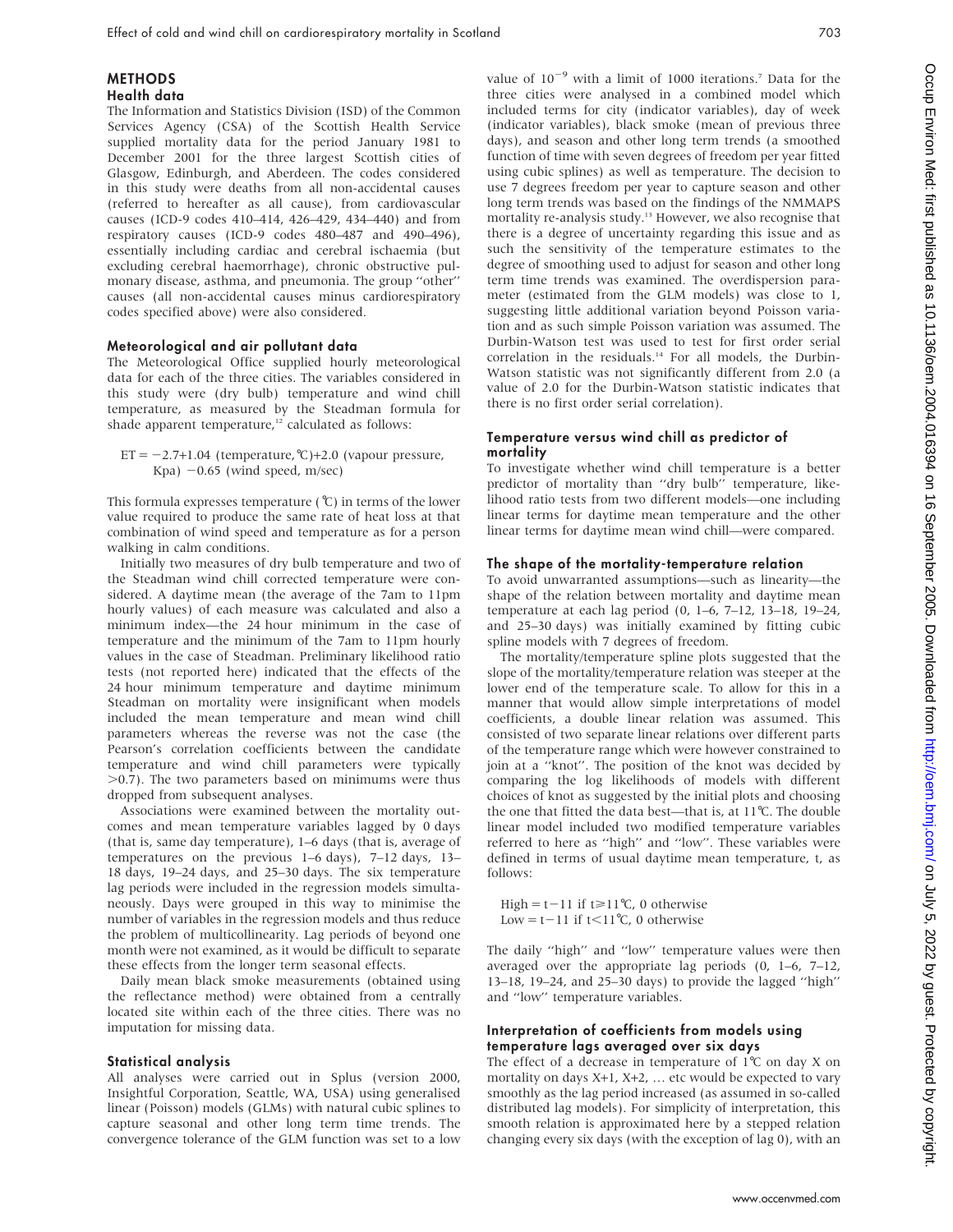## METHODS

### Health data

The Information and Statistics Division (ISD) of the Common Services Agency (CSA) of the Scottish Health Service supplied mortality data for the period January 1981 to December 2001 for the three largest Scottish cities of Glasgow, Edinburgh, and Aberdeen. The codes considered in this study were deaths from all non-accidental causes (referred to hereafter as all cause), from cardiovascular causes (ICD-9 codes 410–414, 426–429, 434–440) and from respiratory causes (ICD-9 codes 480–487 and 490–496), essentially including cardiac and cerebral ischaemia (but excluding cerebral haemorrhage), chronic obstructive pulmonary disease, asthma, and pneumonia. The group ''other'' causes (all non-accidental causes minus cardiorespiratory codes specified above) were also considered.

### Meteorological and air pollutant data

The Meteorological Office supplied hourly meteorological data for each of the three cities. The variables considered in this study were (dry bulb) temperature and wind chill temperature, as measured by the Steadman formula for shade apparent temperature,[12] calculated as follows:

ET = −2.7+1.04 (temperature,℃)+2.0 (vapour pressure, Kpa) −0.65 (wind speed, m/sec)

This formula expresses temperature (℃) in terms of the lower value required to produce the same rate of heat loss at that combination of wind speed and temperature as for a person walking in calm conditions.

Initially two measures of dry bulb temperature and two of the Steadman wind chill corrected temperature were considered. A daytime mean (the average of the 7am to 11pm hourly values) of each measure was calculated and also a minimum index—the 24 hour minimum in the case of temperature and the minimum of the 7am to 11pm hourly values in the case of Steadman. Preliminary likelihood ratio tests (not reported here) indicated that the effects of the 24 hour minimum temperature and daytime minimum Steadman on mortality were insignificant when models included the mean temperature and mean wind chill parameters whereas the reverse was not the case (the Pearson's correlation coefficients between the candidate temperature and wind chill parameters were typically >0.7). The two parameters based on minimums were thus dropped from subsequent analyses.

Associations were examined between the mortality outcomes and mean temperature variables lagged by 0 days (that is, same day temperature), 1–6 days (that is, average of temperatures on the previous 1–6 days), 7–12 days, 13–18 days, 19–24 days, and 25–30 days. The six temperature lag periods were included in the regression models simultaneously. Days were grouped in this way to minimise the number of variables in the regression models and thus reduce the problem of multicollinearity. Lag periods of beyond one month were not examined, as it would be difficult to separate these effects from the longer term seasonal effects.

Daily mean black smoke measurements (obtained using the reflectance method) were obtained from a centrally located site within each of the three cities. There was no imputation for missing data.

### Statistical analysis

All analyses were carried out in Splus (version 2000, Insightful Corporation, Seattle, WA, USA) using generalised linear (Poisson) models (GLMs) with natural cubic splines to capture seasonal and other long term time trends. The convergence tolerance of the GLM function was set to a low value of $10^{-9}$ with a limit of 1000 iterations.[7] Data for the three cities were analysed in a combined model which included terms for city (indicator variables), day of week (indicator variables), black smoke (mean of previous three days), and season and other long term trends (a smoothed function of time with seven degrees of freedom per year fitted using cubic splines) as well as temperature. The decision to use 7 degrees freedom per year to capture season and other long term trends was based on the findings of the NMMAPS mortality re-analysis study.[13] However, we also recognise that there is a degree of uncertainty regarding this issue and as such the sensitivity of the temperature estimates to the degree of smoothing used to adjust for season and other long term time trends was examined. The overdispersion parameter (estimated from the GLM models) was close to 1, suggesting little additional variation beyond Poisson variation and as such simple Poisson variation was assumed. The Durbin-Watson test was used to test for first order serial correlation in the residuals.[14] For all models, the Durbin-Watson statistic was not significantly different from 2.0 (a value of 2.0 for the Durbin-Watson statistic indicates that there is no first order serial correlation).

### Temperature versus wind chill as predictor of mortality

To investigate whether wind chill temperature is a better predictor of mortality than ''dry bulb'' temperature, likelihood ratio tests from two different models—one including linear terms for daytime mean temperature and the other linear terms for daytime mean wind chill—were compared.

### The shape of the mortality-temperature relation

To avoid unwarranted assumptions—such as linearity—the shape of the relation between mortality and daytime mean temperature at each lag period (0, 1–6, 7–12, 13–18, 19–24, and 25–30 days) was initially examined by fitting cubic spline models with 7 degrees of freedom.

The mortality/temperature spline plots suggested that the slope of the mortality/temperature relation was steeper at the lower end of the temperature scale. To allow for this in a manner that would allow simple interpretations of model coefficients, a double linear relation was assumed. This consisted of two separate linear relations over different parts of the temperature range which were however constrained to join at a ''knot''. The position of the knot was decided by comparing the log likelihoods of models with different choices of knot as suggested by the initial plots and choosing the one that fitted the data best—that is, at 11℃. The double linear model included two modified temperature variables referred to here as ''high'' and ''low''. These variables were defined in terms of usual daytime mean temperature, t, as follows:

High = t−11 if t≥11℃, 0 otherwise
Low = t−11 if t<11℃, 0 otherwise

The daily ''high'' and ''low'' temperature values were then averaged over the appropriate lag periods (0, 1–6, 7–12, 13–18, 19–24, and 25–30 days) to provide the lagged ''high'' and ''low'' temperature variables.

### Interpretation of coefficients from models using temperature lags averaged over six days

The effect of a decrease in temperature of 1℃ on day X on mortality on days X+1, X+2, … etc would be expected to vary smoothly as the lag period increased (as assumed in so-called distributed lag models). For simplicity of interpretation, this smooth relation is approximated here by a stepped relation changing every six days (with the exception of lag 0), with an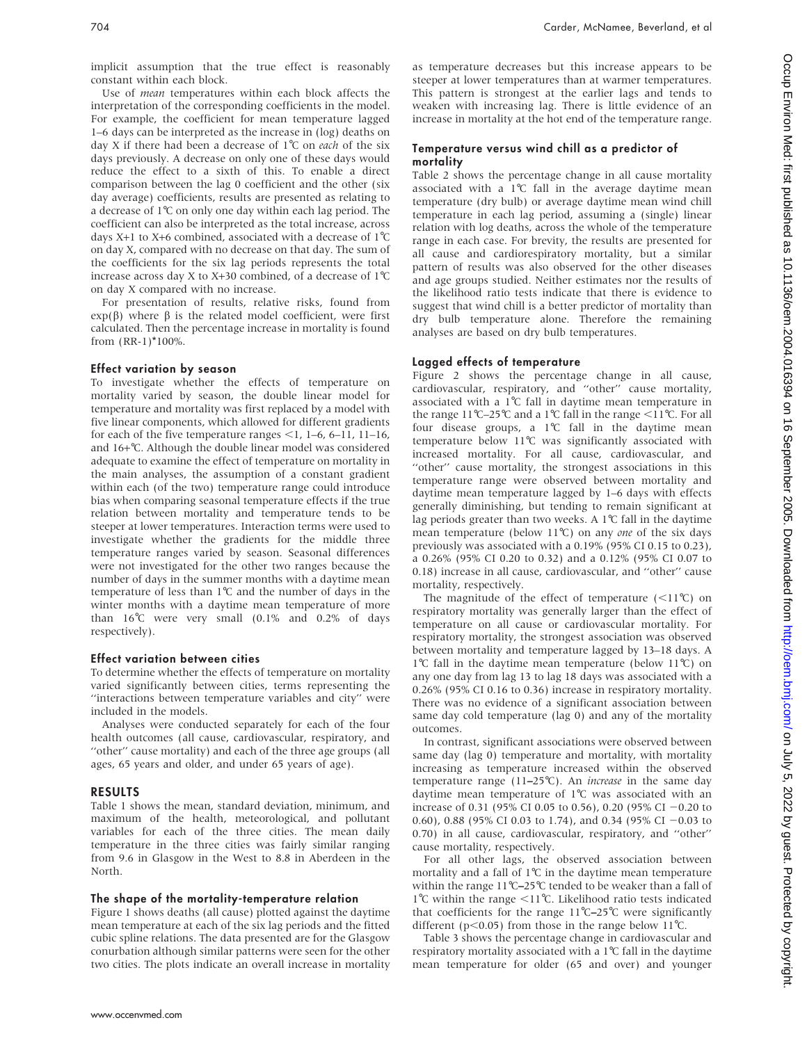implicit assumption that the true effect is reasonably constant within each block.

Use of *mean* temperatures within each block affects the interpretation of the corresponding coefficients in the model. For example, the coefficient for mean temperature lagged 1–6 days can be interpreted as the increase in (log) deaths on day X if there had been a decrease of 1℃ on *each* of the six days previously. A decrease on only one of these days would reduce the effect to a sixth of this. To enable a direct comparison between the lag 0 coefficient and the other (six day average) coefficients, results are presented as relating to a decrease of 1℃ on only one day within each lag period. The coefficient can also be interpreted as the total increase, across days X+1 to X+6 combined, associated with a decrease of 1℃ on day X, compared with no decrease on that day. The sum of the coefficients for the six lag periods represents the total increase across day X to X+30 combined, of a decrease of 1℃ on day X compared with no increase.

For presentation of results, relative risks, found from exp(β) where β is the related model coefficient, were first calculated. Then the percentage increase in mortality is found from (RR-1)*100%.

### Effect variation by season

To investigate whether the effects of temperature on mortality varied by season, the double linear model for temperature and mortality was first replaced by a model with five linear components, which allowed for different gradients for each of the five temperature ranges <1, 1–6, 6–11, 11–16, and 16+℃. Although the double linear model was considered adequate to examine the effect of temperature on mortality in the main analyses, the assumption of a constant gradient within each (of the two) temperature range could introduce bias when comparing seasonal temperature effects if the true relation between mortality and temperature tends to be steeper at lower temperatures. Interaction terms were used to investigate whether the gradients for the middle three temperature ranges varied by season. Seasonal differences were not investigated for the other two ranges because the number of days in the summer months with a daytime mean temperature of less than 1℃ and the number of days in the winter months with a daytime mean temperature of more than 16℃ were very small (0.1% and 0.2% of days respectively).

### Effect variation between cities

To determine whether the effects of temperature on mortality varied significantly between cities, terms representing the "interactions between temperature variables and city" were included in the models.

Analyses were conducted separately for each of the four health outcomes (all cause, cardiovascular, respiratory, and "other" cause mortality) and each of the three age groups (all ages, 65 years and older, and under 65 years of age).

## RESULTS

Table 1 shows the mean, standard deviation, minimum, and maximum of the health, meteorological, and pollutant variables for each of the three cities. The mean daily temperature in the three cities was fairly similar ranging from 9.6 in Glasgow in the West to 8.8 in Aberdeen in the North.

### The shape of the mortality-temperature relation

Figure 1 shows deaths (all cause) plotted against the daytime mean temperature at each of the six lag periods and the fitted cubic spline relations. The data presented are for the Glasgow conurbation although similar patterns were seen for the other two cities. The plots indicate an overall increase in mortality as temperature decreases but this increase appears to be steeper at lower temperatures than at warmer temperatures. This pattern is strongest at the earlier lags and tends to weaken with increasing lag. There is little evidence of an increase in mortality at the hot end of the temperature range.

### Temperature versus wind chill as a predictor of mortality

Table 2 shows the percentage change in all cause mortality associated with a 1℃ fall in the average daytime mean temperature (dry bulb) or average daytime mean wind chill temperature in each lag period, assuming a (single) linear relation with log deaths, across the whole of the temperature range in each case. For brevity, the results are presented for all cause and cardiorespiratory mortality, but a similar pattern of results was also observed for the other diseases and age groups studied. Neither estimates nor the results of the likelihood ratio tests indicate that there is evidence to suggest that wind chill is a better predictor of mortality than dry bulb temperature alone. Therefore the remaining analyses are based on dry bulb temperatures.

### Lagged effects of temperature

Figure 2 shows the percentage change in all cause, cardiovascular, respiratory, and "other" cause mortality, associated with a 1℃ fall in daytime mean temperature in the range 11℃–25℃ and a 1℃ fall in the range <11℃. For all four disease groups, a 1℃ fall in the daytime mean temperature below 11℃ was significantly associated with increased mortality. For all cause, cardiovascular, and "other" cause mortality, the strongest associations in this temperature range were observed between mortality and daytime mean temperature lagged by 1–6 days with effects generally diminishing, but tending to remain significant at lag periods greater than two weeks. A 1℃ fall in the daytime mean temperature (below 11℃) on any *one* of the six days previously was associated with a 0.19% (95% CI 0.15 to 0.23), a 0.26% (95% CI 0.20 to 0.32) and a 0.12% (95% CI 0.07 to 0.18) increase in all cause, cardiovascular, and "other" cause mortality, respectively.

The magnitude of the effect of temperature (<11℃) on respiratory mortality was generally larger than the effect of temperature on all cause or cardiovascular mortality. For respiratory mortality, the strongest association was observed between mortality and temperature lagged by 13–18 days. A 1℃ fall in the daytime mean temperature (below 11℃) on any one day from lag 13 to lag 18 days was associated with a 0.26% (95% CI 0.16 to 0.36) increase in respiratory mortality. There was no evidence of a significant association between same day cold temperature (lag 0) and any of the mortality outcomes.

In contrast, significant associations were observed between same day (lag 0) temperature and mortality, with mortality increasing as temperature increased within the observed temperature range (11–25℃). An *increase* in the same day daytime mean temperature of 1℃ was associated with an increase of 0.31 (95% CI 0.05 to 0.56), 0.20 (95% CI −0.20 to 0.60), 0.88 (95% CI 0.03 to 1.74), and 0.34 (95% CI −0.03 to 0.70) in all cause, cardiovascular, respiratory, and "other" cause mortality, respectively.

For all other lags, the observed association between mortality and a fall of 1℃ in the daytime mean temperature within the range 11℃–25℃ tended to be weaker than a fall of 1℃ within the range <11℃. Likelihood ratio tests indicated that coefficients for the range 11℃–25℃ were significantly different ($p<0.05$) from those in the range below 11℃.

Table 3 shows the percentage change in cardiovascular and respiratory mortality associated with a 1℃ fall in the daytime mean temperature for older (65 and over) and younger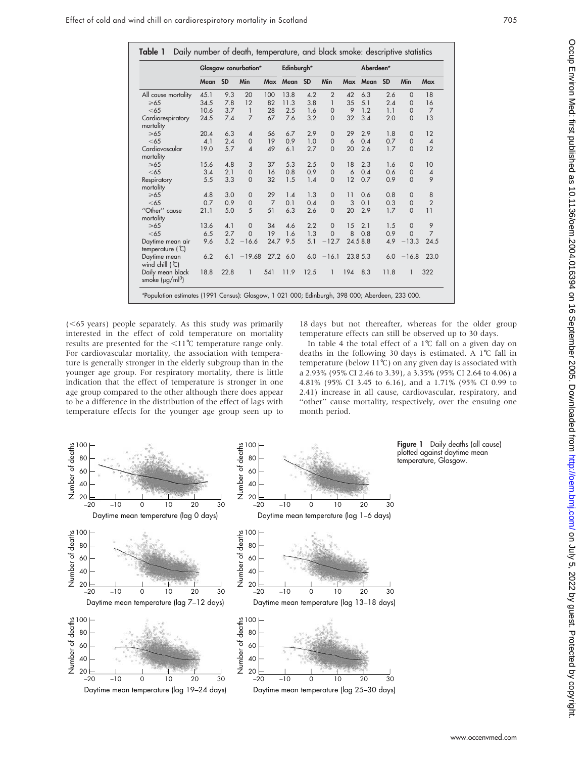**Table 1** Daily number of death, temperature, and black smoke: descriptive statistics

| | Glasgow conurbation* | | | | Edinburgh* | | | | Aberdeen* | | | |
|---|---|---|---|---|---|---|---|---|---|---|---|---|
| | Mean | SD | Min | Max | Mean | SD | Min | Max | Mean | SD | Min | Max |
| All cause mortality | 45.1 | 9.3 | 20 | 100 | 13.8 | 4.2 | 2 | 42 | 6.3 | 2.6 | 0 | 18 |
| ⩾65 | 34.5 | 7.8 | 12 | 82 | 11.3 | 3.8 | 1 | 35 | 5.1 | 2.4 | 0 | 16 |
| <65 | 10.6 | 3.7 | 1 | 28 | 2.5 | 1.6 | 0 | 9 | 1.2 | 1.1 | 0 | 7 |
| Cardiorespiratory mortality | 24.5 | 7.4 | 7 | 67 | 7.6 | 3.2 | 0 | 32 | 3.4 | 2.0 | 0 | 13 |
| ⩾65 | 20.4 | 6.3 | 4 | 56 | 6.7 | 2.9 | 0 | 29 | 2.9 | 1.8 | 0 | 12 |
| <65 | 4.1 | 2.4 | 0 | 19 | 0.9 | 1.0 | 0 | 6 | 0.4 | 0.7 | 0 | 4 |
| Cardiovascular mortality | 19.0 | 5.7 | 4 | 49 | 6.1 | 2.7 | 0 | 20 | 2.6 | 1.7 | 0 | 12 |
| ⩾65 | 15.6 | 4.8 | 3 | 37 | 5.3 | 2.5 | 0 | 18 | 2.3 | 1.6 | 0 | 10 |
| <65 | 3.4 | 2.1 | 0 | 16 | 0.8 | 0.9 | 0 | 6 | 0.4 | 0.6 | 0 | 4 |
| Respiratory mortality | 5.5 | 3.3 | 0 | 32 | 1.5 | 1.4 | 0 | 12 | 0.7 | 0.9 | 0 | 9 |
| ⩾65 | 4.8 | 3.0 | 0 | 29 | 1.4 | 1.3 | 0 | 11 | 0.6 | 0.8 | 0 | 8 |
| <65 | 0.7 | 0.9 | 0 | 7 | 0.1 | 0.4 | 0 | 3 | 0.1 | 0.3 | 0 | 2 |
| "Other" cause mortality | 21.1 | 5.0 | 5 | 51 | 6.3 | 2.6 | 0 | 20 | 2.9 | 1.7 | 0 | 11 |
| ⩾65 | 13.6 | 4.1 | 0 | 34 | 4.6 | 2.2 | 0 | 15 | 2.1 | 1.5 | 0 | 9 |
| <65 | 6.5 | 2.7 | 0 | 19 | 1.6 | 1.3 | 0 | 8 | 0.8 | 0.9 | 0 | 7 |
| Daytime mean air temperature (℃) | 9.6 | 5.2 | −16.6 | 24.7 | 9.5 | 5.1 | −12.7 | 24.5 | 8.8 | 4.9 | −13.3 | 24.5 |
| Daytime mean wind chill (℃) | 6.2 | 6.1 | −19.68 | 27.2 | 6.0 | 6.0 | −16.1 | 23.8 | 5.3 | 6.0 | −16.8 | 23.0 |
| Daily mean black smoke (μg/ml³) | 18.8 | 22.8 | 1 | 541 | 11.9 | 12.5 | 1 | 194 | 8.3 | 11.8 | 1 | 322 |

*Population estimates (1991 Census): Glasgow, 1 021 000; Edinburgh, 398 000; Aberdeen, 233 000.

(<65 years) people separately. As this study was primarily interested in the effect of cold temperature on mortality results are presented for the <11℃ temperature range only. For cardiovascular mortality, the association with temperature is generally stronger in the elderly subgroup than in the younger age group. For respiratory mortality, there is little indication that the effect of temperature is stronger in one age group compared to the other although there does appear to be a difference in the distribution of the effect of lags with temperature effects for the younger age group seen up to 18 days but not thereafter, whereas for the older group temperature effects can still be observed up to 30 days.

In table 4 the total effect of a 1℃ fall on a given day on deaths in the following 30 days is estimated. A 1℃ fall in temperature (below 11℃) on any given day is associated with a 2.93% (95% CI 2.46 to 3.39), a 3.35% (95% CI 2.64 to 4.06) a 4.81% (95% CI 3.45 to 6.16), and a 1.71% (95% CI 0.99 to 2.41) increase in all cause, cardiovascular, respiratory, and "other" cause mortality, respectively, over the ensuing one month period.

**Figure 1** Daily deaths (all cause) plotted against daytime mean temperature, Glasgow.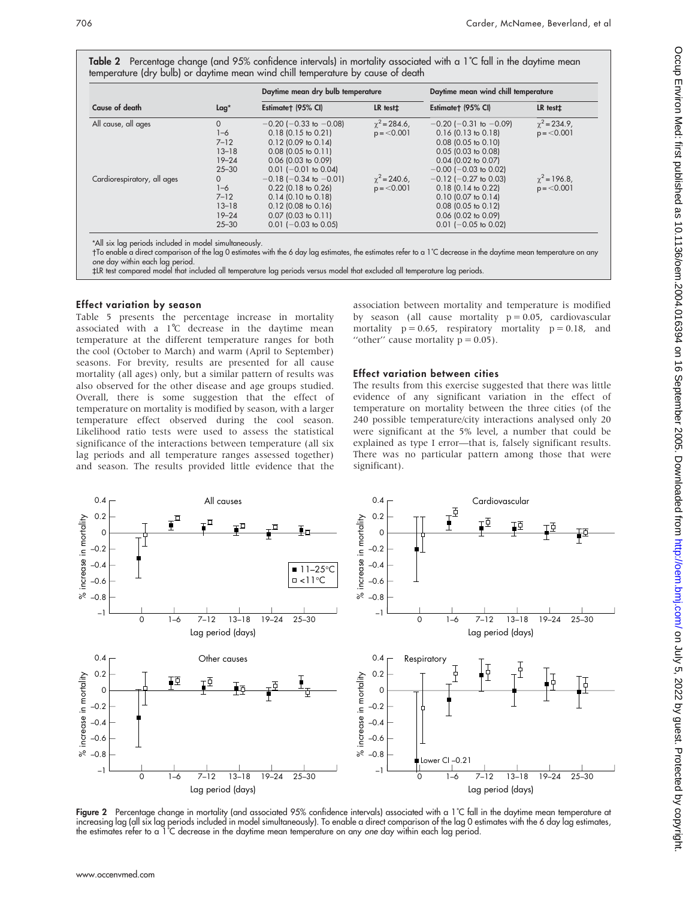**Table 2** Percentage change (and 95% confidence intervals) in mortality associated with a 1°C fall in the daytime mean temperature (dry bulb) or daytime mean wind chill temperature by cause of death

| Cause of death | Lag* | Daytime mean dry bulb temperature | | Daytime mean wind chill temperature | |
|---|---|---|---|---|---|
| | | Estimate† (95% CI) | LR test‡ | Estimate† (95% CI) | LR test‡ |
| All cause, all ages | 0 | −0.20 (−0.33 to −0.08) | $\chi^2$ = 284.6, p = <0.001 | −0.20 (−0.31 to −0.09) | $\chi^2$ = 234.9, p = <0.001 |
| | 1–6 | 0.18 (0.15 to 0.21) | | 0.16 (0.13 to 0.18) | |
| | 7–12 | 0.12 (0.09 to 0.14) | | 0.08 (0.05 to 0.10) | |
| | 13–18 | 0.08 (0.05 to 0.11) | | 0.05 (0.03 to 0.08) | |
| | 19–24 | 0.06 (0.03 to 0.09) | | 0.04 (0.02 to 0.07) | |
| | 25–30 | 0.01 (−0.01 to 0.04) | | −0.00 (−0.03 to 0.02) | |
| Cardiorespiratory, all ages | 0 | −0.18 (−0.34 to −0.01) | $\chi^2$ = 240.6, p = <0.001 | −0.12 (−0.27 to 0.03) | $\chi^2$ = 196.8, p = <0.001 |
| | 1–6 | 0.22 (0.18 to 0.26) | | 0.18 (0.14 to 0.22) | |
| | 7–12 | 0.14 (0.10 to 0.18) | | 0.10 (0.07 to 0.14) | |
| | 13–18 | 0.12 (0.08 to 0.16) | | 0.08 (0.05 to 0.12) | |
| | 19–24 | 0.07 (0.03 to 0.11) | | 0.06 (0.02 to 0.09) | |
| | 25–30 | 0.01 (−0.03 to 0.05) | | 0.01 (−0.05 to 0.02) | |

*All six lag periods included in model simultaneously.
†To enable a direct comparison of the lag 0 estimates with the 6 day lag estimates, the estimates refer to a 1°C decrease in the daytime mean temperature on any *one* day within each lag period.
‡LR test compared model that included all temperature lag periods versus model that excluded all temperature lag periods.

### Effect variation by season

Table 5 presents the percentage increase in mortality associated with a 1°C decrease in the daytime mean temperature at the different temperature ranges for both the cool (October to March) and warm (April to September) seasons. For brevity, results are presented for all cause mortality (all ages) only, but a similar pattern of results was also observed for the other disease and age groups studied. Overall, there is some suggestion that the effect of temperature on mortality is modified by season, with a larger temperature effect observed during the cool season. Likelihood ratio tests were used to assess the statistical significance of the interactions between temperature (all six lag periods and all temperature ranges assessed together) and season. The results provided little evidence that the association between mortality and temperature is modified by season (all cause mortality p = 0.05, cardiovascular mortality p = 0.65, respiratory mortality p = 0.18, and "other" cause mortality p = 0.05).

### Effect variation between cities

The results from this exercise suggested that there was little evidence of any significant variation in the effect of temperature on mortality between the three cities (of the 240 possible temperature/city interactions analysed only 20 were significant at the 5% level, a number that could be explained as type I error—that is, falsely significant results. There was no particular pattern among those that were significant).

**Figure 2** Percentage change in mortality (and associated 95% confidence intervals) associated with a 1°C fall in the daytime mean temperature at increasing lag (all six lag periods included in model simultaneously). To enable a direct comparison of the lag 0 estimates with the 6 day lag estimates, the estimates refer to a 1°C decrease in the daytime mean temperature on any *one* day within each lag period.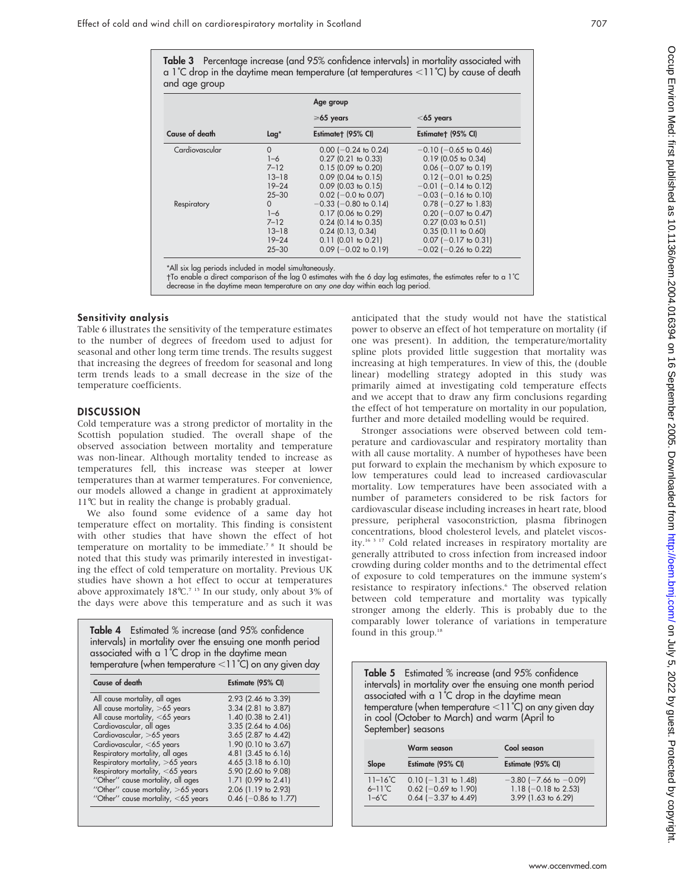**Table 3** Percentage increase (and 95% confidence intervals) in mortality associated with a 1°C drop in the daytime mean temperature (at temperatures <11°C) by cause of death and age group

| | | Age group | |
|---|---|---|---|
| | | ≥65 years | <65 years |
| Cause of death | Lag* | Estimate† (95% CI) | Estimate† (95% CI) |
| Cardiovascular | 0 | 0.00 (−0.24 to 0.24) | −0.10 (−0.65 to 0.46) |
| | 1–6 | 0.27 (0.21 to 0.33) | 0.19 (0.05 to 0.34) |
| | 7–12 | 0.15 (0.09 to 0.20) | 0.06 (−0.07 to 0.19) |
| | 13–18 | 0.09 (0.04 to 0.15) | 0.12 (−0.01 to 0.25) |
| | 19–24 | 0.09 (0.03 to 0.15) | −0.01 (−0.14 to 0.12) |
| | 25–30 | 0.02 (−0.0 to 0.07) | −0.03 (−0.16 to 0.10) |
| Respiratory | 0 | −0.33 (−0.80 to 0.14) | 0.78 (−0.27 to 1.83) |
| | 1–6 | 0.17 (0.06 to 0.29) | 0.20 (−0.07 to 0.47) |
| | 7–12 | 0.24 (0.14 to 0.35) | 0.27 (0.03 to 0.51) |
| | 13–18 | 0.24 (0.13, 0.34) | 0.35 (0.11 to 0.60) |
| | 19–24 | 0.11 (0.01 to 0.21) | 0.07 (−0.17 to 0.31) |
| | 25–30 | 0.09 (−0.02 to 0.19) | −0.02 (−0.26 to 0.22) |

*All six lag periods included in model simultaneously.
†To enable a direct comparison of the lag 0 estimates with the 6 day lag estimates, the estimates refer to a 1°C decrease in the daytime mean temperature on any *one* day within each lag period.

### Sensitivity analysis

Table 6 illustrates the sensitivity of the temperature estimates to the number of degrees of freedom used to adjust for seasonal and other long term time trends. The results suggest that increasing the degrees of freedom for seasonal and long term trends leads to a small decrease in the size of the temperature coefficients.

## DISCUSSION

Cold temperature was a strong predictor of mortality in the Scottish population studied. The overall shape of the observed association between mortality and temperature was non-linear. Although mortality tended to increase as temperatures fell, this increase was steeper at lower temperatures than at warmer temperatures. For convenience, our models allowed a change in gradient at approximately 11°C but in reality the change is probably gradual.

We also found some evidence of a same day hot temperature effect on mortality. This finding is consistent with other studies that have shown the effect of hot temperature on mortality to be immediate.[7 8] It should be noted that this study was primarily interested in investigating the effect of cold temperature on mortality. Previous UK studies have shown a hot effect to occur at temperatures above approximately 18°C.[7 15] In our study, only about 3% of the days were above this temperature and as such it was anticipated that the study would not have the statistical power to observe an effect of hot temperature on mortality (if one was present). In addition, the temperature/mortality spline plots provided little suggestion that mortality was increasing at high temperatures. In view of this, the (double linear) modelling strategy adopted in this study was primarily aimed at investigating cold temperature effects and we accept that to draw any firm conclusions regarding the effect of hot temperature on mortality in our population, further and more detailed modelling would be required.

Stronger associations were observed between cold temperature and cardiovascular and respiratory mortality than with all cause mortality. A number of hypotheses have been put forward to explain the mechanism by which exposure to low temperatures could lead to increased cardiovascular mortality. Low temperatures have been associated with a number of parameters considered to be risk factors for cardiovascular disease including increases in heart rate, blood pressure, peripheral vasoconstriction, plasma fibrinogen concentrations, blood cholesterol levels, and platelet viscosity.[16 3 17] Cold related increases in respiratory mortality are generally attributed to cross infection from increased indoor crowding during colder months and to the detrimental effect of exposure to cold temperatures on the immune system's resistance to respiratory infections.[6] The observed relation between cold temperature and mortality was typically stronger among the elderly. This is probably due to the comparably lower tolerance of variations in temperature found in this group.[18]

**Table 4** Estimated % increase (and 95% confidence intervals) in mortality over the ensuing one month period associated with a 1°C drop in the daytime mean temperature (when temperature <11°C) on any given day

| Cause of death | Estimate (95% CI) |
|---|---|
| All cause mortality, all ages | 2.93 (2.46 to 3.39) |
| All cause mortality, >65 years | 3.34 (2.81 to 3.87) |
| All cause mortality, <65 years | 1.40 (0.38 to 2.41) |
| Cardiovascular, all ages | 3.35 (2.64 to 4.06) |
| Cardiovascular, >65 years | 3.65 (2.87 to 4.42) |
| Cardiovascular, <65 years | 1.90 (0.10 to 3.67) |
| Respiratory mortality, all ages | 4.81 (3.45 to 6.16) |
| Respiratory mortality, >65 years | 4.65 (3.18 to 6.10) |
| Respiratory mortality, <65 years | 5.90 (2.60 to 9.08) |
| "Other" cause mortality, all ages | 1.71 (0.99 to 2.41) |
| "Other" cause mortality, >65 years | 2.06 (1.19 to 2.93) |
| "Other" cause mortality, <65 years | 0.46 (−0.86 to 1.77) |

**Table 5** Estimated % increase (and 95% confidence intervals) in mortality over the ensuing one month period associated with a 1°C drop in the daytime mean temperature (when temperature <11°C) on any given day in cool (October to March) and warm (April to September) seasons

| | Warm season | Cool season |
|---|---|---|
| Slope | Estimate (95% CI) | Estimate (95% CI) |
| 11–16°C | 0.10 (−1.31 to 1.48) | −3.80 (−7.66 to −0.09) |
| 6–11°C | 0.62 (−0.69 to 1.90) | 1.18 (−0.18 to 2.53) |
| 1–6°C | 0.64 (−3.37 to 4.49) | 3.99 (1.63 to 6.29) |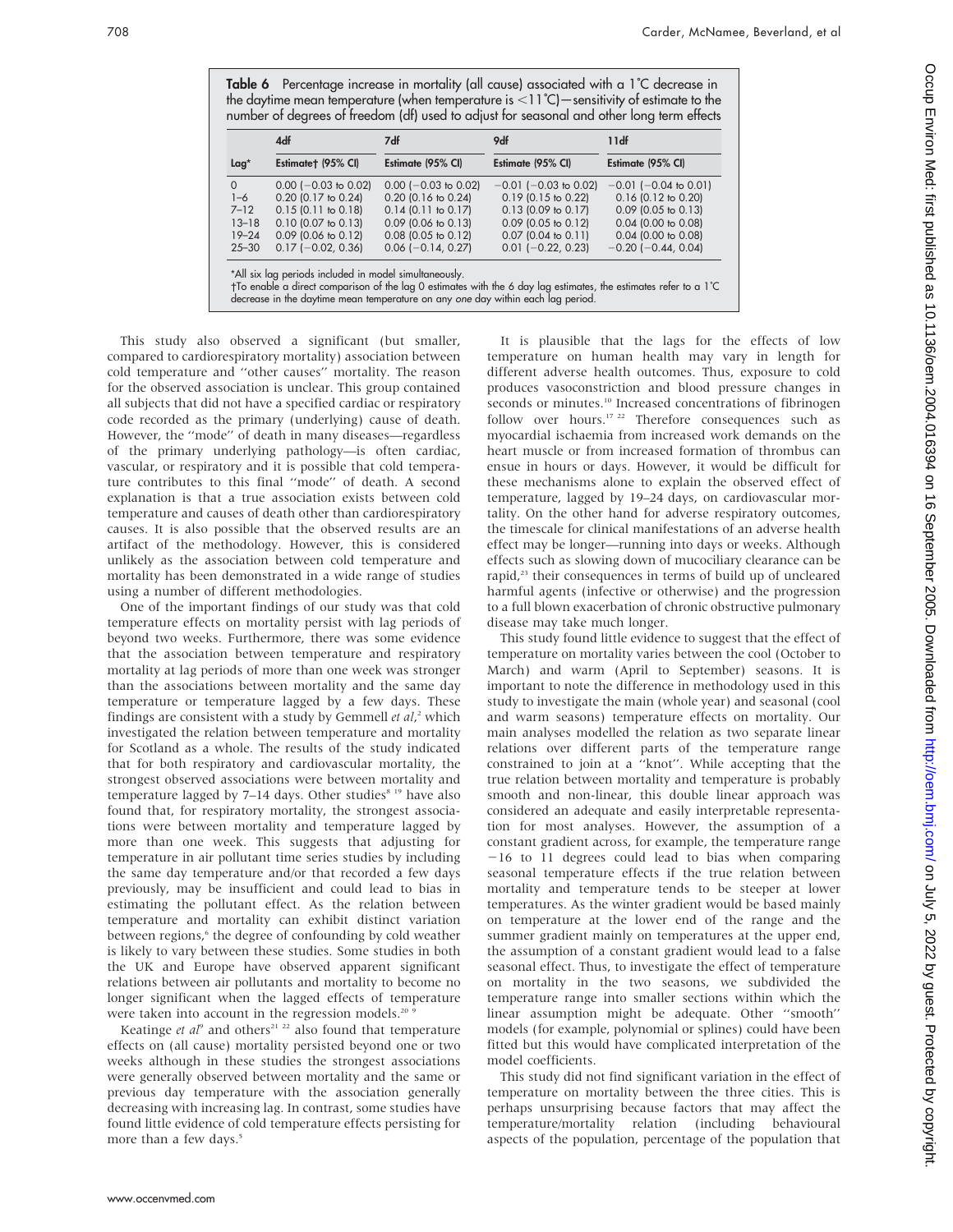**Table 6** Percentage increase in mortality (all cause) associated with a 1°C decrease in the daytime mean temperature (when temperature is <11°C)—sensitivity of estimate to the number of degrees of freedom (df) used to adjust for seasonal and other long term effects

| | 4df | 7df | 9df | 11df |
|---|---|---|---|---|
| Lag* | Estimate† (95% CI) | Estimate (95% CI) | Estimate (95% CI) | Estimate (95% CI) |
| 0 | 0.00 (−0.03 to 0.02) | 0.00 (−0.03 to 0.02) | −0.01 (−0.03 to 0.02) | −0.01 (−0.04 to 0.01) |
| 1–6 | 0.20 (0.17 to 0.24) | 0.20 (0.16 to 0.24) | 0.19 (0.15 to 0.22) | 0.16 (0.12 to 0.20) |
| 7–12 | 0.15 (0.11 to 0.18) | 0.14 (0.11 to 0.17) | 0.13 (0.09 to 0.17) | 0.09 (0.05 to 0.13) |
| 13–18 | 0.10 (0.07 to 0.13) | 0.09 (0.06 to 0.13) | 0.09 (0.05 to 0.12) | 0.04 (0.00 to 0.08) |
| 19–24 | 0.09 (0.06 to 0.12) | 0.08 (0.05 to 0.12) | 0.07 (0.04 to 0.11) | 0.04 (0.00 to 0.08) |
| 25–30 | 0.17 (−0.02, 0.36) | 0.06 (−0.14, 0.27) | 0.01 (−0.22, 0.23) | −0.20 (−0.44, 0.04) |

*All six lag periods included in model simultaneously.
†To enable a direct comparison of the lag 0 estimates with the 6 day lag estimates, the estimates refer to a 1°C decrease in the daytime mean temperature on any *one* day within each lag period.

This study also observed a significant (but smaller, compared to cardiorespiratory mortality) association between cold temperature and ''other causes'' mortality. The reason for the observed association is unclear. This group contained all subjects that did not have a specified cardiac or respiratory code recorded as the primary (underlying) cause of death. However, the ''mode'' of death in many diseases—regardless of the primary underlying pathology—is often cardiac, vascular, or respiratory and it is possible that cold temperature contributes to this final ''mode'' of death. A second explanation is that a true association exists between cold temperature and causes of death other than cardiorespiratory causes. It is also possible that the observed results are an artifact of the methodology. However, this is considered unlikely as the association between cold temperature and mortality has been demonstrated in a wide range of studies using a number of different methodologies.

One of the important findings of our study was that cold temperature effects on mortality persist with lag periods of beyond two weeks. Furthermore, there was some evidence that the association between temperature and respiratory mortality at lag periods of more than one week was stronger than the associations between mortality and the same day temperature or temperature lagged by a few days. These findings are consistent with a study by Gemmell *et al*,[2] which investigated the relation between temperature and mortality for Scotland as a whole. The results of the study indicated that for both respiratory and cardiovascular mortality, the strongest observed associations were between mortality and temperature lagged by 7–14 days. Other studies[8 19] have also found that, for respiratory mortality, the strongest associations were between mortality and temperature lagged by more than one week. This suggests that adjusting for temperature in air pollutant time series studies by including the same day temperature and/or that recorded a few days previously, may be insufficient and could lead to bias in estimating the pollutant effect. As the relation between temperature and mortality can exhibit distinct variation between regions,[6] the degree of confounding by cold weather is likely to vary between these studies. Some studies in both the UK and Europe have observed apparent significant relations between air pollutants and mortality to become no longer significant when the lagged effects of temperature were taken into account in the regression models.[20 9]

Keatinge *et al*[9] and others[21 22] also found that temperature effects on (all cause) mortality persisted beyond one or two weeks although in these studies the strongest associations were generally observed between mortality and the same or previous day temperature with the association generally decreasing with increasing lag. In contrast, some studies have found little evidence of cold temperature effects persisting for more than a few days.[5]

It is plausible that the lags for the effects of low temperature on human health may vary in length for different adverse health outcomes. Thus, exposure to cold produces vasoconstriction and blood pressure changes in seconds or minutes.[10] Increased concentrations of fibrinogen follow over hours.[17 22] Therefore consequences such as myocardial ischaemia from increased work demands on the heart muscle or from increased formation of thrombus can ensue in hours or days. However, it would be difficult for these mechanisms alone to explain the observed effect of temperature, lagged by 19–24 days, on cardiovascular mortality. On the other hand for adverse respiratory outcomes, the timescale for clinical manifestations of an adverse health effect may be longer—running into days or weeks. Although effects such as slowing down of mucociliary clearance can be rapid,[23] their consequences in terms of build up of uncleared harmful agents (infective or otherwise) and the progression to a full blown exacerbation of chronic obstructive pulmonary disease may take much longer.

This study found little evidence to suggest that the effect of temperature on mortality varies between the cool (October to March) and warm (April to September) seasons. It is important to note the difference in methodology used in this study to investigate the main (whole year) and seasonal (cool and warm seasons) temperature effects on mortality. Our main analyses modelled the relation as two separate linear relations over different parts of the temperature range constrained to join at a ''knot''. While accepting that the true relation between mortality and temperature is probably smooth and non-linear, this double linear approach was considered an adequate and easily interpretable representation for most analyses. However, the assumption of a constant gradient across, for example, the temperature range −16 to 11 degrees could lead to bias when comparing seasonal temperature effects if the true relation between mortality and temperature tends to be steeper at lower temperatures. As the winter gradient would be based mainly on temperature at the lower end of the range and the summer gradient mainly on temperatures at the upper end, the assumption of a constant gradient would lead to a false seasonal effect. Thus, to investigate the effect of temperature on mortality in the two seasons, we subdivided the temperature range into smaller sections within which the linear assumption might be adequate. Other ''smooth'' models (for example, polynomial or splines) could have been fitted but this would have complicated interpretation of the model coefficients.

This study did not find significant variation in the effect of temperature on mortality between the three cities. This is perhaps unsurprising because factors that may affect the temperature/mortality relation (including behavioural aspects of the population, percentage of the population that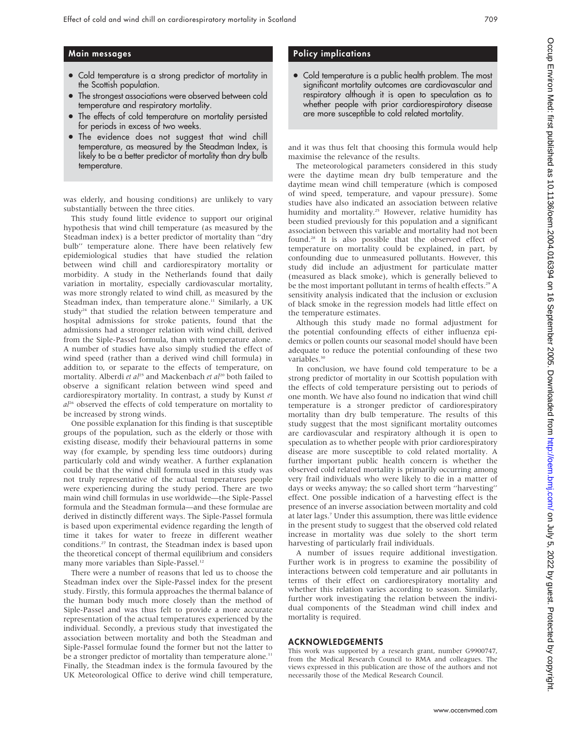## Main messages

- Cold temperature is a strong predictor of mortality in the Scottish population.
- The strongest associations were observed between cold temperature and respiratory mortality.
- The effects of cold temperature on mortality persisted for periods in excess of two weeks.
- The evidence does not suggest that wind chill temperature, as measured by the Steadman Index, is likely to be a better predictor of mortality than dry bulb temperature.

was elderly, and housing conditions) are unlikely to vary substantially between the three cities.

This study found little evidence to support our original hypothesis that wind chill temperature (as measured by the Steadman index) is a better predictor of mortality than "dry bulb" temperature alone. There have been relatively few epidemiological studies that have studied the relation between wind chill and cardiorespiratory mortality or morbidity. A study in the Netherlands found that daily variation in mortality, especially cardiovascular mortality, was more strongly related to wind chill, as measured by the Steadman index, than temperature alone.[11] Similarly, a UK study[24] that studied the relation between temperature and hospital admissions for stroke patients, found that the admissions had a stronger relation with wind chill, derived from the Siple-Passel formula, than with temperature alone. A number of studies have also simply studied the effect of wind speed (rather than a derived wind chill formula) in addition to, or separate to the effects of temperature, on mortality. Alberdi *et al*[25] and Mackenbach *et al*[20] both failed to observe a significant relation between wind speed and cardiorespiratory mortality. In contrast, a study by Kunst *et al*[26] observed the effects of cold temperature on mortality to be increased by strong winds.

One possible explanation for this finding is that susceptible groups of the population, such as the elderly or those with existing disease, modify their behavioural patterns in some way (for example, by spending less time outdoors) during particularly cold and windy weather. A further explanation could be that the wind chill formula used in this study was not truly representative of the actual temperatures people were experiencing during the study period. There are two main wind chill formulas in use worldwide—the Siple-Passel formula and the Steadman formula—and these formulae are derived in distinctly different ways. The Siple-Passel formula is based upon experimental evidence regarding the length of time it takes for water to freeze in different weather conditions.[27] In contrast, the Steadman index is based upon the theoretical concept of thermal equilibrium and considers many more variables than Siple-Passel.[12]

There were a number of reasons that led us to choose the Steadman index over the Siple-Passel index for the present study. Firstly, this formula approaches the thermal balance of the human body much more closely than the method of Siple-Passel and was thus felt to provide a more accurate representation of the actual temperatures experienced by the individual. Secondly, a previous study that investigated the association between mortality and both the Steadman and Siple-Passel formulae found the former but not the latter to be a stronger predictor of mortality than temperature alone.[11] Finally, the Steadman index is the formula favoured by the UK Meteorological Office to derive wind chill temperature,

## Policy implications

- Cold temperature is a public health problem. The most significant mortality outcomes are cardiovascular and respiratory although it is open to speculation as to whether people with prior cardiorespiratory disease are more susceptible to cold related mortality.

and it was thus felt that choosing this formula would help maximise the relevance of the results.

The meteorological parameters considered in this study were the daytime mean dry bulb temperature and the daytime mean wind chill temperature (which is composed of wind speed, temperature, and vapour pressure). Some studies have also indicated an association between relative humidity and mortality.[25] However, relative humidity has been studied previously for this population and a significant association between this variable and mortality had not been found.[28] It is also possible that the observed effect of temperature on mortality could be explained, in part, by confounding due to unmeasured pollutants. However, this study did include an adjustment for particulate matter (measured as black smoke), which is generally believed to be the most important pollutant in terms of health effects.[29] A sensitivity analysis indicated that the inclusion or exclusion of black smoke in the regression models had little effect on the temperature estimates.

Although this study made no formal adjustment for the potential confounding effects of either influenza epidemics or pollen counts our seasonal model should have been adequate to reduce the potential confounding of these two variables.[30]

In conclusion, we have found cold temperature to be a strong predictor of mortality in our Scottish population with the effects of cold temperature persisting out to periods of one month. We have also found no indication that wind chill temperature is a stronger predictor of cardiorespiratory mortality than dry bulb temperature. The results of this study suggest that the most significant mortality outcomes are cardiovascular and respiratory although it is open to speculation as to whether people with prior cardiorespiratory disease are more susceptible to cold related mortality. A further important public health concern is whether the observed cold related mortality is primarily occurring among very frail individuals who were likely to die in a matter of days or weeks anyway; the so called short term "harvesting" effect. One possible indication of a harvesting effect is the presence of an inverse association between mortality and cold at later lags.[7] Under this assumption, there was little evidence in the present study to suggest that the observed cold related increase in mortality was due solely to the short term harvesting of particularly frail individuals.

A number of issues require additional investigation. Further work is in progress to examine the possibility of interactions between cold temperature and air pollutants in terms of their effect on cardiorespiratory mortality and whether this relation varies according to season. Similarly, further work investigating the relation between the individual components of the Steadman wind chill index and mortality is required.

## ACKNOWLEDGEMENTS

This work was supported by a research grant, number G9900747, from the Medical Research Council to RMA and colleagues. The views expressed in this publication are those of the authors and not necessarily those of the Medical Research Council.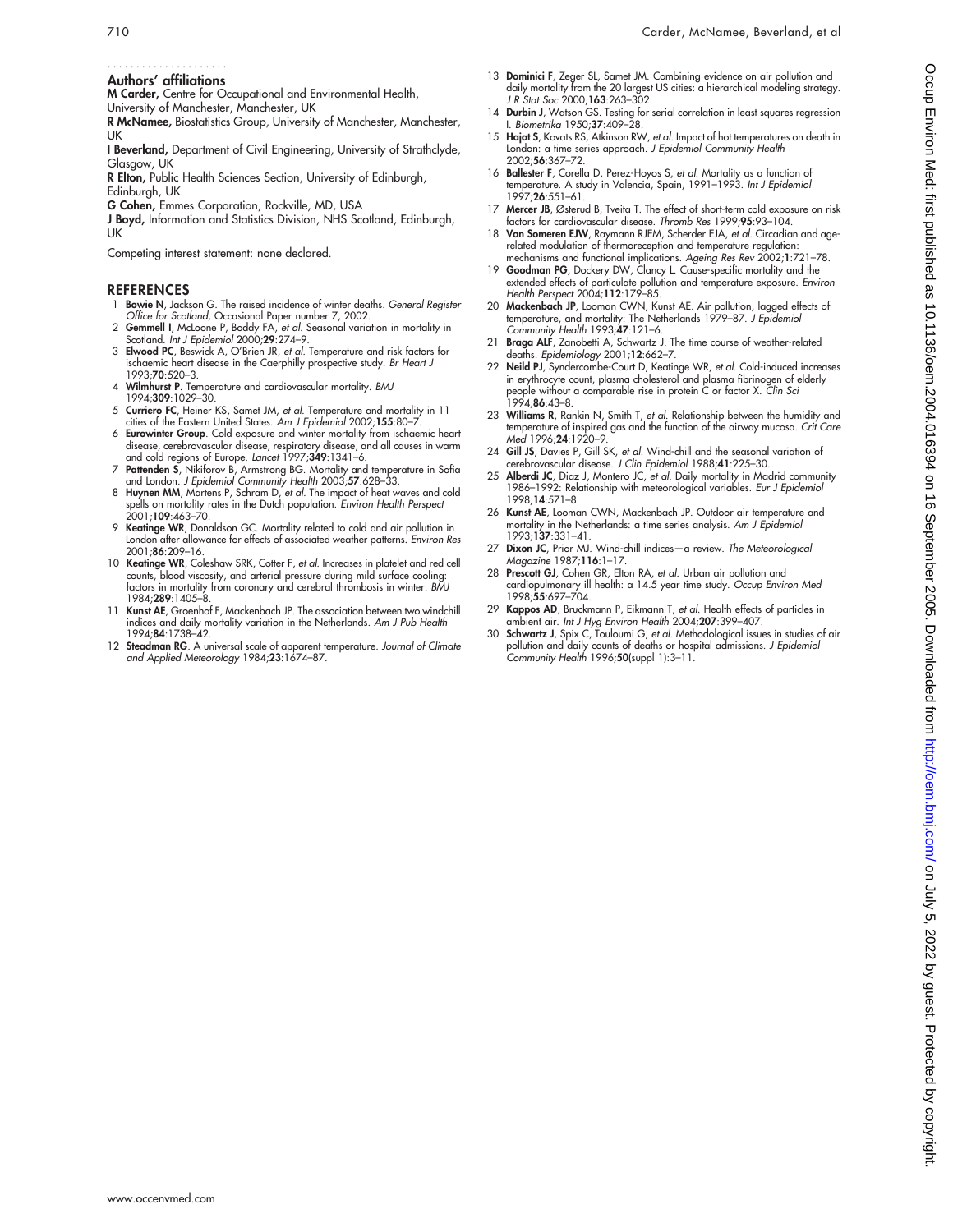## Authors' affiliations

**M Carder,** Centre for Occupational and Environmental Health, University of Manchester, Manchester, UK

**R McNamee,** Biostatistics Group, University of Manchester, Manchester, UK

**I Beverland,** Department of Civil Engineering, University of Strathclyde, Glasgow, UK

**R Elton,** Public Health Sciences Section, University of Edinburgh, Edinburgh, UK

**G Cohen,** Emmes Corporation, Rockville, MD, USA

**J Boyd,** Information and Statistics Division, NHS Scotland, Edinburgh, UK

Competing interest statement: none declared.

## REFERENCES

1. **Bowie N**, Jackson G. The raised incidence of winter deaths. *General Register Office for Scotland*, Occasional Paper number 7, 2002.
2. **Gemmell I**, McLoone P, Boddy FA, *et al*. Seasonal variation in mortality in Scotland. *Int J Epidemiol* 2000;**29**:274–9.
3. **Elwood PC**, Beswick A, O'Brien JR, *et al*. Temperature and risk factors for ischaemic heart disease in the Caerphilly prospective study. *Br Heart J* 1993;**70**:520–3.
4. **Wilmhurst P**. Temperature and cardiovascular mortality. *BMJ* 1994;**309**:1029–30.
5. **Curriero FC**, Heiner KS, Samet JM, *et al*. Temperature and mortality in 11 cities of the Eastern United States. *Am J Epidemiol* 2002;**155**:80–7.
6. **Eurowinter Group**. Cold exposure and winter mortality from ischaemic heart disease, cerebrovascular disease, respiratory disease, and all causes in warm and cold regions of Europe. *Lancet* 1997;**349**:1341–6.
7. **Pattenden S**, Nikiforov B, Armstrong BG. Mortality and temperature in Sofia and London. *J Epidemiol Community Health* 2003;**57**:628–33.
8. **Huynen MM**, Martens P, Schram D, *et al*. The impact of heat waves and cold spells on mortality rates in the Dutch population. *Environ Health Perspect* 2001;**109**:463–70.
9. **Keatinge WR**, Donaldson GC. Mortality related to cold and air pollution in London after allowance for effects of associated weather patterns. *Environ Res* 2001;**86**:209–16.
10. **Keatinge WR**, Coleshaw SRK, Cotter F, *et al*. Increases in platelet and red cell counts, blood viscosity, and arterial pressure during mild surface cooling: factors in mortality from coronary and cerebral thrombosis in winter. *BMJ* 1984;**289**:1405–8.
11. **Kunst AE**, Groenhof F, Mackenbach JP. The association between two windchill indices and daily mortality variation in the Netherlands. *Am J Pub Health* 1994;**84**:1738–42.
12. **Steadman RG**. A universal scale of apparent temperature. *Journal of Climate and Applied Meteorology* 1984;**23**:1674–87.
13. **Dominici F**, Zeger SL, Samet JM. Combining evidence on air pollution and daily mortality from the 20 largest US cities: a hierarchical modeling strategy. *J R Stat Soc* 2000;**163**:263–302.
14. **Durbin J**, Watson GS. Testing for serial correlation in least squares regression I. *Biometrika* 1950;**37**:409–28.
15. **Hajat S**, Kovats RS, Atkinson RW, *et al*. Impact of hot temperatures on death in London: a time series approach. *J Epidemiol Community Health* 2002;**56**:367–72.
16. **Ballester F**, Corella D, Perez-Hoyos S, *et al*. Mortality as a function of temperature. A study in Valencia, Spain, 1991–1993. *Int J Epidemiol* 1997;**26**:551–61.
17. **Mercer JB**, Østerud B, Tveita T. The effect of short-term cold exposure on risk factors for cardiovascular disease. *Thromb Res* 1999;**95**:93–104.
18. **Van Someren EJW**, Raymann RJEM, Scherder EJA, *et al*. Circadian and age-related modulation of thermoreception and temperature regulation: mechanisms and functional implications. *Ageing Res Rev* 2002;**1**:721–78.
19. **Goodman PG**, Dockery DW, Clancy L. Cause-specific mortality and the extended effects of particulate pollution and temperature exposure. *Environ Health Perspect* 2004;**112**:179–85.
20. **Mackenbach JP**, Looman CWN, Kunst AE. Air pollution, lagged effects of temperature, and mortality: The Netherlands 1979–87. *J Epidemiol Community Health* 1993;**47**:121–6.
21. **Braga ALF**, Zanobetti A, Schwartz J. The time course of weather-related deaths. *Epidemiology* 2001;**12**:662–7.
22. **Neild PJ**, Syndercombe-Court D, Keatinge WR, *et al*. Cold-induced increases in erythrocyte count, plasma cholesterol and plasma fibrinogen of elderly people without a comparable rise in protein C or factor X. *Clin Sci* 1994;**86**:43–8.
23. **Williams R**, Rankin N, Smith T, *et al*. Relationship between the humidity and temperature of inspired gas and the function of the airway mucosa. *Crit Care Med* 1996;**24**:1920–9.
24. **Gill JS**, Davies P, Gill SK, *et al*. Wind-chill and the seasonal variation of cerebrovascular disease. *J Clin Epidemiol* 1988;**41**:225–30.
25. **Alberdi JC**, Diaz J, Montero JC, *et al*. Daily mortality in Madrid community 1986–1992: Relationship with meteorological variables. *Eur J Epidemiol* 1998;**14**:571–8.
26. **Kunst AE**, Looman CWN, Mackenbach JP. Outdoor air temperature and mortality in the Netherlands: a time series analysis. *Am J Epidemiol* 1993;**137**:331–41.
27. **Dixon JC**, Prior MJ. Wind-chill indices—a review. *The Meteorological Magazine* 1987;**116**:1–17.
28. **Prescott GJ**, Cohen GR, Elton RA, *et al*. Urban air pollution and cardiopulmonary ill health: a 14.5 year time study. *Occup Environ Med* 1998;**55**:697–704.
29. **Kappos AD**, Bruckmann P, Eikmann T, *et al*. Health effects of particles in ambient air. *Int J Hyg Environ Health* 2004;**207**:399–407.
30. **Schwartz J**, Spix C, Touloumi G, *et al*. Methodological issues in studies of air pollution and daily counts of deaths or hospital admissions. *J Epidemiol Community Health* 1996;**50**(suppl 1):3–11.